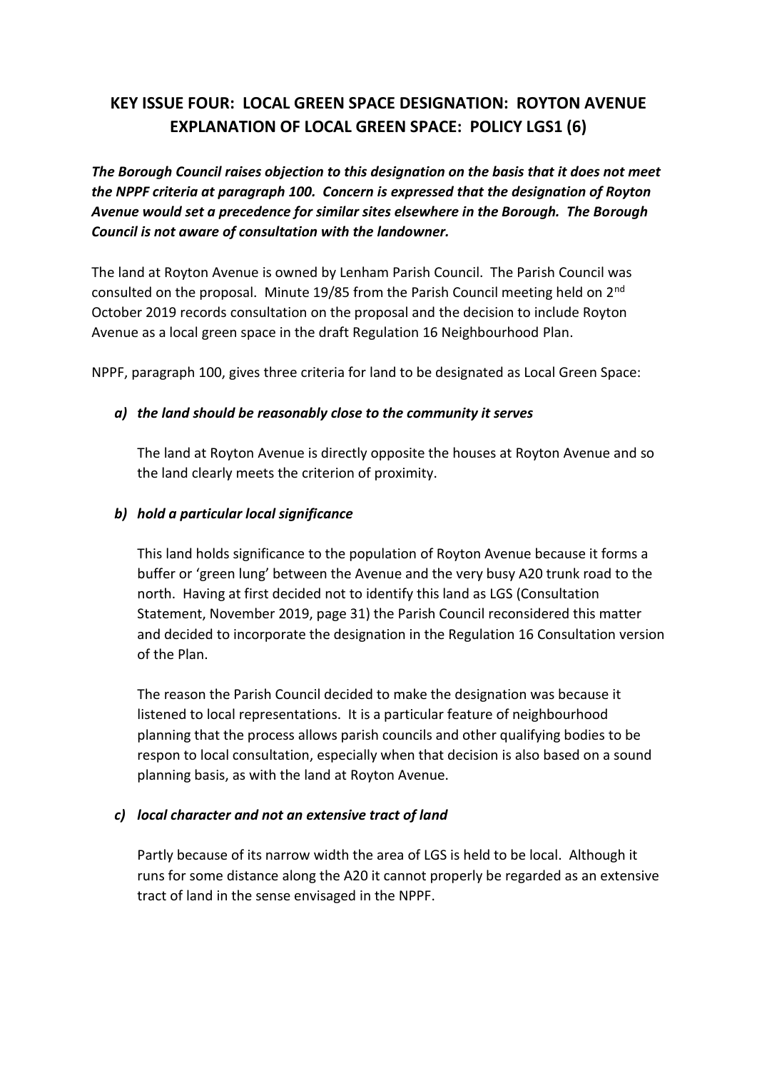## KEY ISSUE FOUR: LOCAL GREEN SPACE DESIGNATION: ROYTON AVENUE EXPLANATION OF LOCAL GREEN SPACE: POLICY LGS1 (6)

***The Borough Council raises objection to this designation on the basis that it does not meet the NPPF criteria at paragraph 100. Concern is expressed that the designation of Royton Avenue would set a precedence for similar sites elsewhere in the Borough. The Borough Council is not aware of consultation with the landowner.***

The land at Royton Avenue is owned by Lenham Parish Council. The Parish Council was consulted on the proposal. Minute 19/85 from the Parish Council meeting held on 2nd October 2019 records consultation on the proposal and the decision to include Royton Avenue as a local green space in the draft Regulation 16 Neighbourhood Plan.

NPPF, paragraph 100, gives three criteria for land to be designated as Local Green Space:

***a) the land should be reasonably close to the community it serves***

The land at Royton Avenue is directly opposite the houses at Royton Avenue and so the land clearly meets the criterion of proximity.

***b) hold a particular local significance***

This land holds significance to the population of Royton Avenue because it forms a buffer or 'green lung' between the Avenue and the very busy A20 trunk road to the north. Having at first decided not to identify this land as LGS (Consultation Statement, November 2019, page 31) the Parish Council reconsidered this matter and decided to incorporate the designation in the Regulation 16 Consultation version of the Plan.

The reason the Parish Council decided to make the designation was because it listened to local representations. It is a particular feature of neighbourhood planning that the process allows parish councils and other qualifying bodies to be respon to local consultation, especially when that decision is also based on a sound planning basis, as with the land at Royton Avenue.

***c) local character and not an extensive tract of land***

Partly because of its narrow width the area of LGS is held to be local. Although it runs for some distance along the A20 it cannot properly be regarded as an extensive tract of land in the sense envisaged in the NPPF.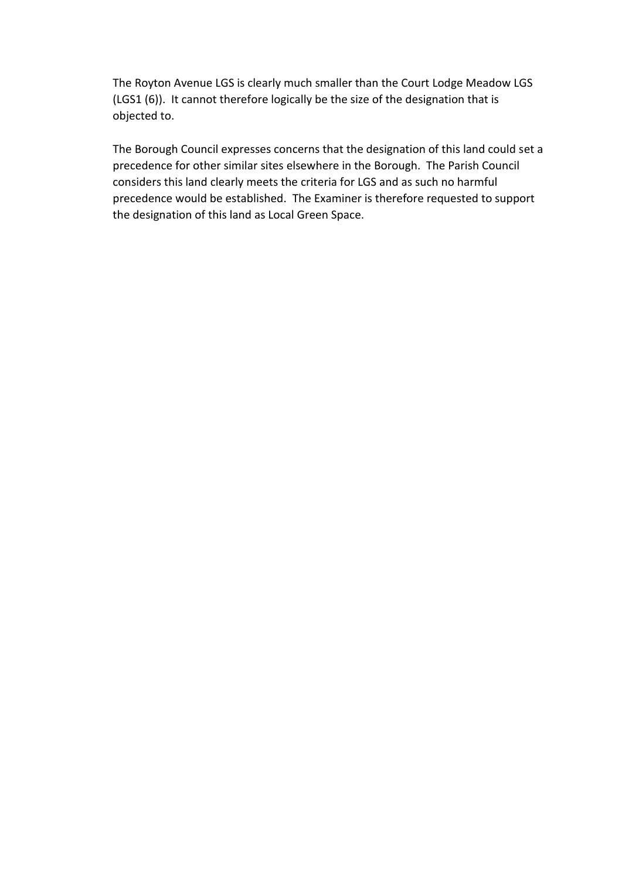The Royton Avenue LGS is clearly much smaller than the Court Lodge Meadow LGS (LGS1 (6)). It cannot therefore logically be the size of the designation that is objected to.

The Borough Council expresses concerns that the designation of this land could set a precedence for other similar sites elsewhere in the Borough. The Parish Council considers this land clearly meets the criteria for LGS and as such no harmful precedence would be established. The Examiner is therefore requested to support the designation of this land as Local Green Space.